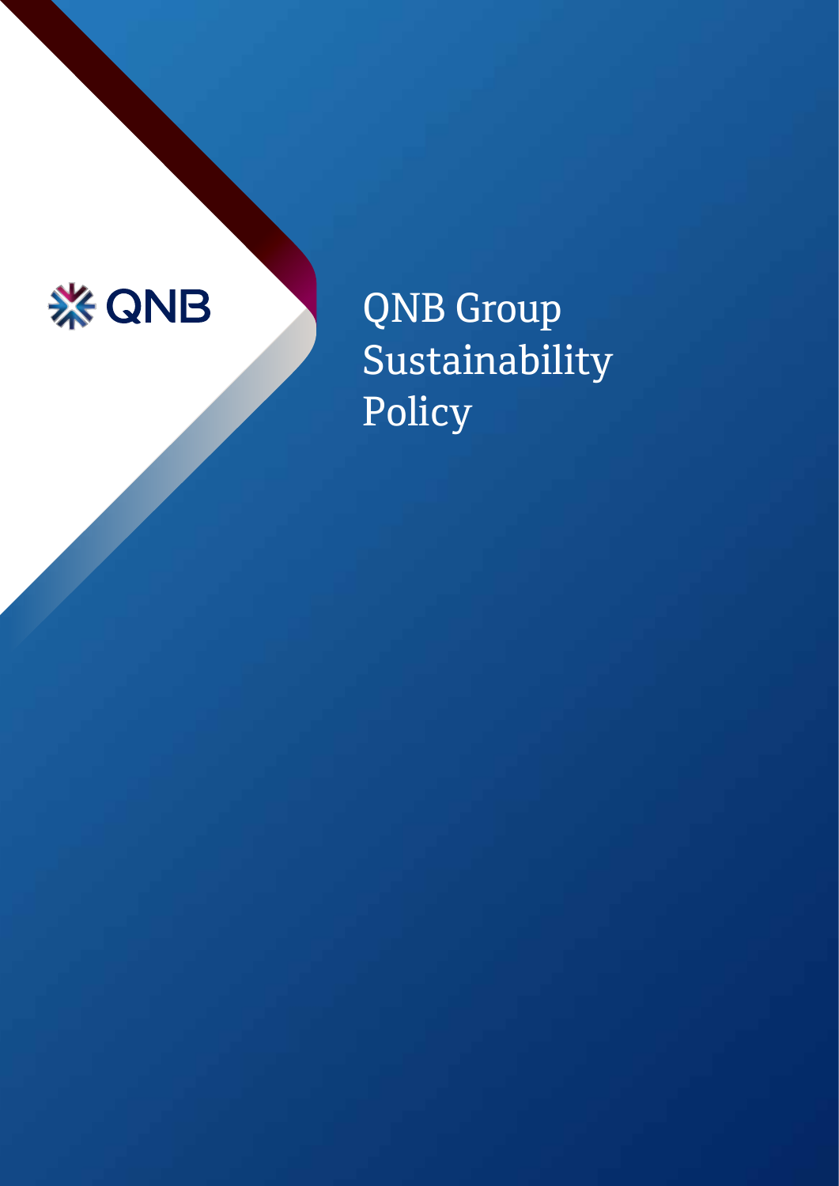QNB

# QNB Group Sustainability Policy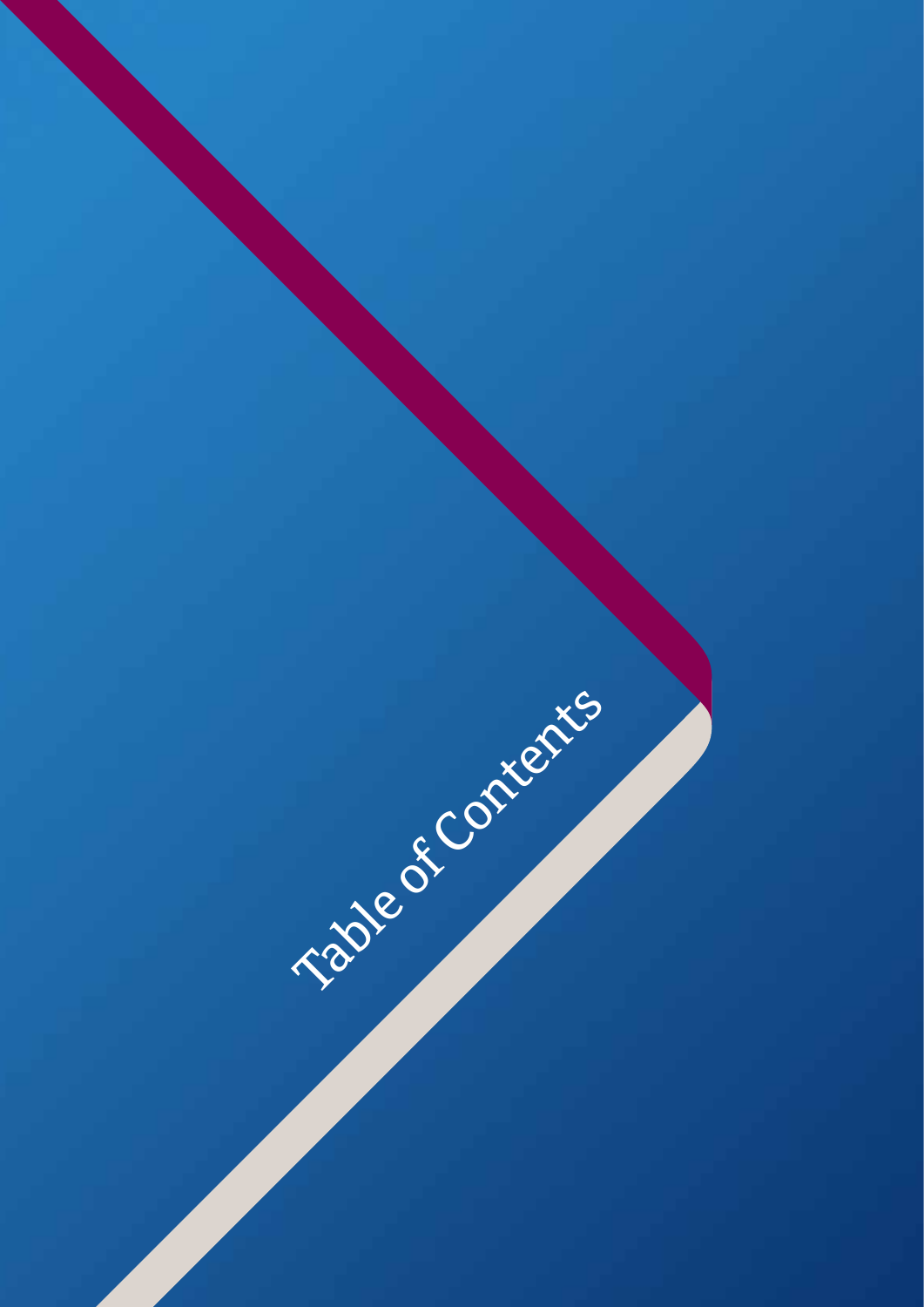# Table of Contents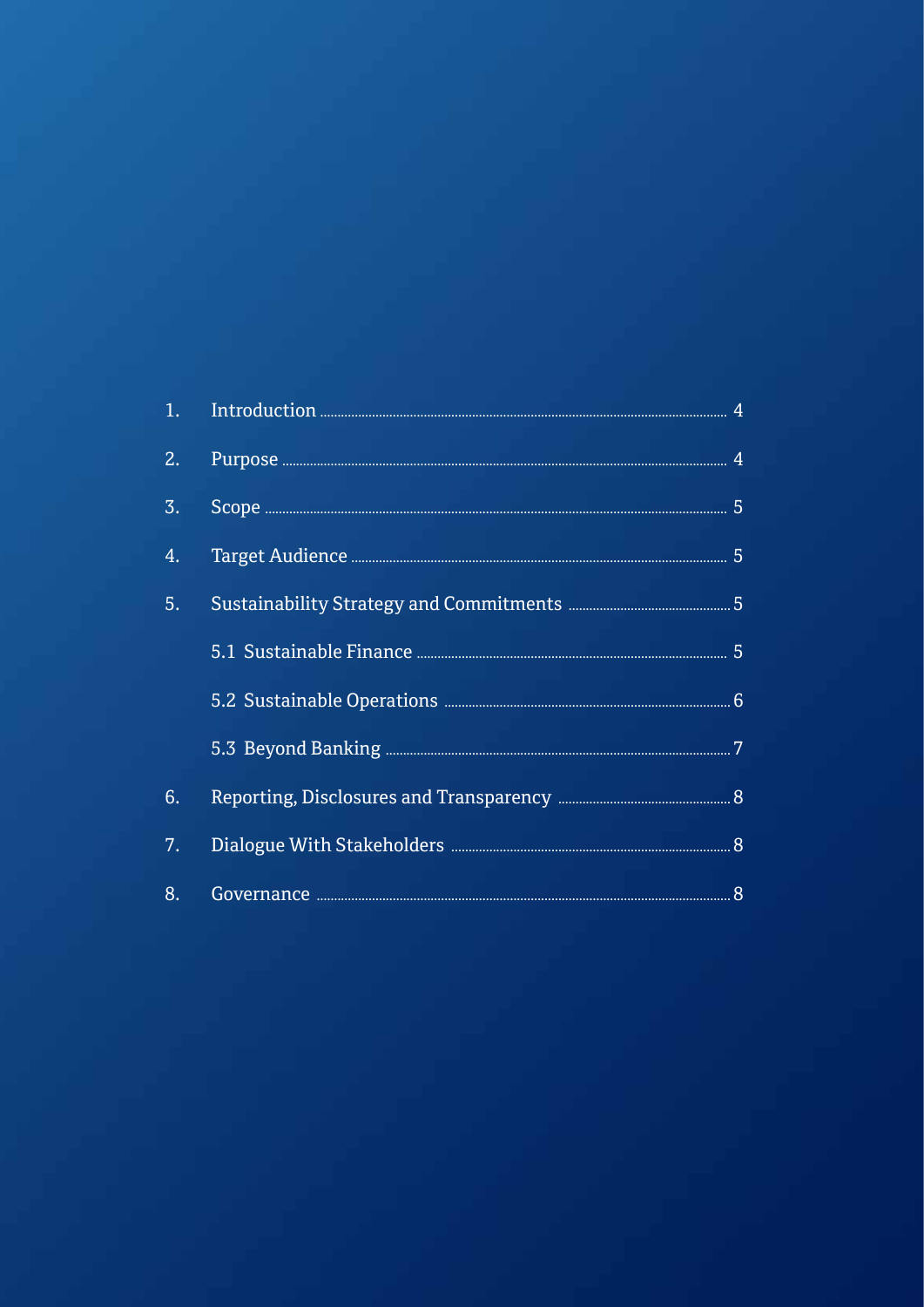1. Introduction ..... 4
2. Purpose ..... 4
3. Scope ..... 5
4. Target Audience ..... 5
5. Sustainability Strategy and Commitments ..... 5
   - 5.1 Sustainable Finance ..... 5
   - 5.2 Sustainable Operations ..... 6
   - 5.3 Beyond Banking ..... 7
6. Reporting, Disclosures and Transparency ..... 8
7. Dialogue With Stakeholders ..... 8
8. Governance ..... 8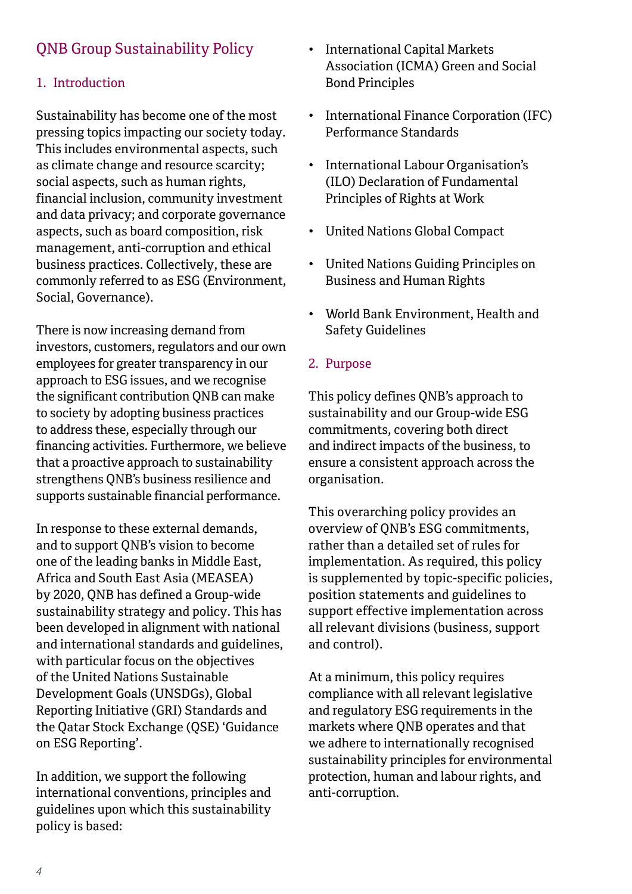# QNB Group Sustainability Policy

## 1. Introduction

Sustainability has become one of the most pressing topics impacting our society today. This includes environmental aspects, such as climate change and resource scarcity; social aspects, such as human rights, financial inclusion, community investment and data privacy; and corporate governance aspects, such as board composition, risk management, anti-corruption and ethical business practices. Collectively, these are commonly referred to as ESG (Environment, Social, Governance).

There is now increasing demand from investors, customers, regulators and our own employees for greater transparency in our approach to ESG issues, and we recognise the significant contribution QNB can make to society by adopting business practices to address these, especially through our financing activities. Furthermore, we believe that a proactive approach to sustainability strengthens QNB's business resilience and supports sustainable financial performance.

In response to these external demands, and to support QNB's vision to become one of the leading banks in Middle East, Africa and South East Asia (MEASEA) by 2020, QNB has defined a Group-wide sustainability strategy and policy. This has been developed in alignment with national and international standards and guidelines, with particular focus on the objectives of the United Nations Sustainable Development Goals (UNSDGs), Global Reporting Initiative (GRI) Standards and the Qatar Stock Exchange (QSE) 'Guidance on ESG Reporting'.

In addition, we support the following international conventions, principles and guidelines upon which this sustainability policy is based:

- International Capital Markets Association (ICMA) Green and Social Bond Principles
- International Finance Corporation (IFC) Performance Standards
- International Labour Organisation's (ILO) Declaration of Fundamental Principles of Rights at Work
- United Nations Global Compact
- United Nations Guiding Principles on Business and Human Rights
- World Bank Environment, Health and Safety Guidelines

## 2. Purpose

This policy defines QNB's approach to sustainability and our Group-wide ESG commitments, covering both direct and indirect impacts of the business, to ensure a consistent approach across the organisation.

This overarching policy provides an overview of QNB's ESG commitments, rather than a detailed set of rules for implementation. As required, this policy is supplemented by topic-specific policies, position statements and guidelines to support effective implementation across all relevant divisions (business, support and control).

At a minimum, this policy requires compliance with all relevant legislative and regulatory ESG requirements in the markets where QNB operates and that we adhere to internationally recognised sustainability principles for environmental protection, human and labour rights, and anti-corruption.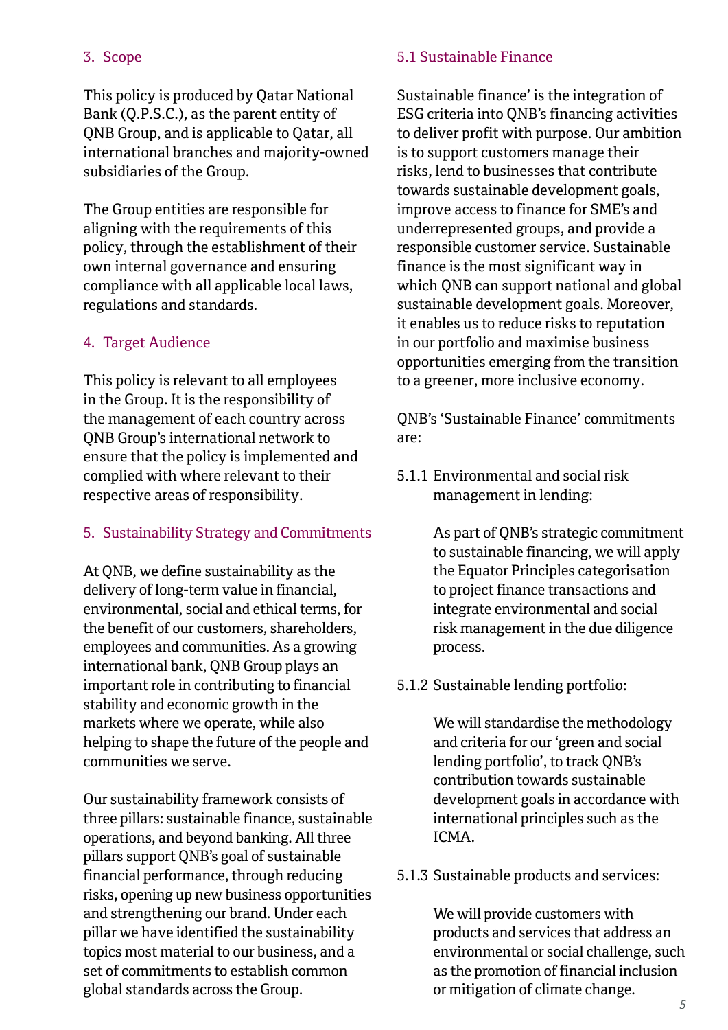## 3. Scope

This policy is produced by Qatar National Bank (Q.P.S.C.), as the parent entity of QNB Group, and is applicable to Qatar, all international branches and majority-owned subsidiaries of the Group.

The Group entities are responsible for aligning with the requirements of this policy, through the establishment of their own internal governance and ensuring compliance with all applicable local laws, regulations and standards.

## 4. Target Audience

This policy is relevant to all employees in the Group. It is the responsibility of the management of each country across QNB Group's international network to ensure that the policy is implemented and complied with where relevant to their respective areas of responsibility.

## 5. Sustainability Strategy and Commitments

At QNB, we define sustainability as the delivery of long-term value in financial, environmental, social and ethical terms, for the benefit of our customers, shareholders, employees and communities. As a growing international bank, QNB Group plays an important role in contributing to financial stability and economic growth in the markets where we operate, while also helping to shape the future of the people and communities we serve.

Our sustainability framework consists of three pillars: sustainable finance, sustainable operations, and beyond banking. All three pillars support QNB's goal of sustainable financial performance, through reducing risks, opening up new business opportunities and strengthening our brand. Under each pillar we have identified the sustainability topics most material to our business, and a set of commitments to establish common global standards across the Group.

### 5.1 Sustainable Finance

Sustainable finance' is the integration of ESG criteria into QNB's financing activities to deliver profit with purpose. Our ambition is to support customers manage their risks, lend to businesses that contribute towards sustainable development goals, improve access to finance for SME's and underrepresented groups, and provide a responsible customer service. Sustainable finance is the most significant way in which QNB can support national and global sustainable development goals. Moreover, it enables us to reduce risks to reputation in our portfolio and maximise business opportunities emerging from the transition to a greener, more inclusive economy.

QNB's 'Sustainable Finance' commitments are:

5.1.1 Environmental and social risk management in lending:

As part of QNB's strategic commitment to sustainable financing, we will apply the Equator Principles categorisation to project finance transactions and integrate environmental and social risk management in the due diligence process.

5.1.2 Sustainable lending portfolio:

We will standardise the methodology and criteria for our 'green and social lending portfolio', to track QNB's contribution towards sustainable development goals in accordance with international principles such as the ICMA.

5.1.3 Sustainable products and services:

We will provide customers with products and services that address an environmental or social challenge, such as the promotion of financial inclusion or mitigation of climate change.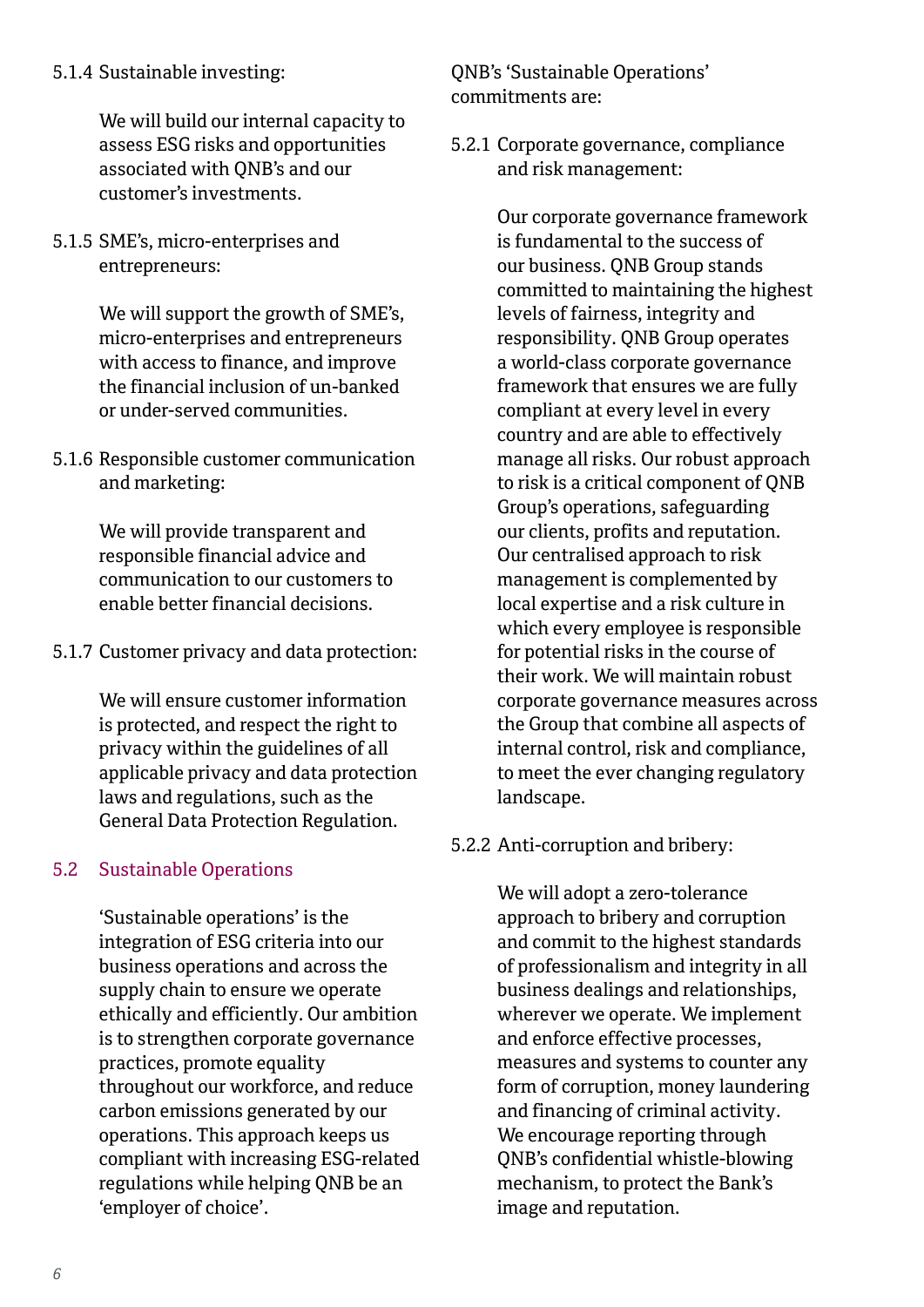5.1.4 Sustainable investing:

We will build our internal capacity to assess ESG risks and opportunities associated with QNB's and our customer's investments.

5.1.5 SME's, micro-enterprises and entrepreneurs:

We will support the growth of SME's, micro-enterprises and entrepreneurs with access to finance, and improve the financial inclusion of un-banked or under-served communities.

5.1.6 Responsible customer communication and marketing:

We will provide transparent and responsible financial advice and communication to our customers to enable better financial decisions.

5.1.7 Customer privacy and data protection:

We will ensure customer information is protected, and respect the right to privacy within the guidelines of all applicable privacy and data protection laws and regulations, such as the General Data Protection Regulation.

## 5.2 Sustainable Operations

'Sustainable operations' is the integration of ESG criteria into our business operations and across the supply chain to ensure we operate ethically and efficiently. Our ambition is to strengthen corporate governance practices, promote equality throughout our workforce, and reduce carbon emissions generated by our operations. This approach keeps us compliant with increasing ESG-related regulations while helping QNB be an 'employer of choice'.

QNB's 'Sustainable Operations' commitments are:

5.2.1 Corporate governance, compliance and risk management:

Our corporate governance framework is fundamental to the success of our business. QNB Group stands committed to maintaining the highest levels of fairness, integrity and responsibility. QNB Group operates a world-class corporate governance framework that ensures we are fully compliant at every level in every country and are able to effectively manage all risks. Our robust approach to risk is a critical component of QNB Group's operations, safeguarding our clients, profits and reputation. Our centralised approach to risk management is complemented by local expertise and a risk culture in which every employee is responsible for potential risks in the course of their work. We will maintain robust corporate governance measures across the Group that combine all aspects of internal control, risk and compliance, to meet the ever changing regulatory landscape.

5.2.2 Anti-corruption and bribery:

We will adopt a zero-tolerance approach to bribery and corruption and commit to the highest standards of professionalism and integrity in all business dealings and relationships, wherever we operate. We implement and enforce effective processes, measures and systems to counter any form of corruption, money laundering and financing of criminal activity. We encourage reporting through QNB's confidential whistle-blowing mechanism, to protect the Bank's image and reputation.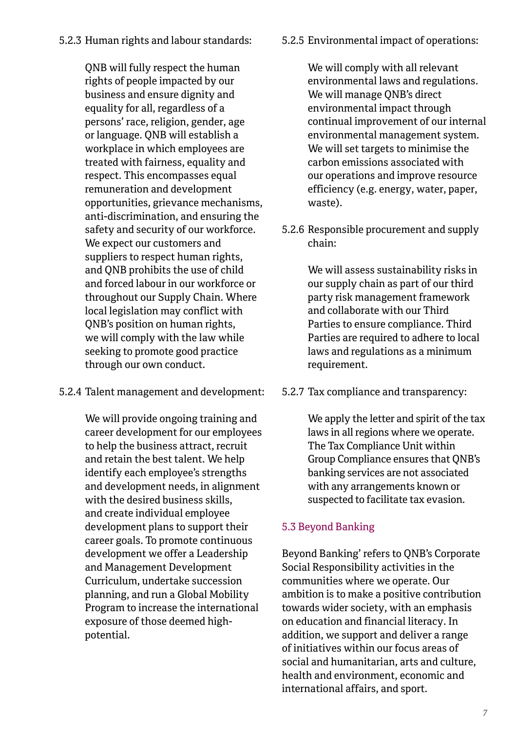5.2.3 Human rights and labour standards:

QNB will fully respect the human rights of people impacted by our business and ensure dignity and equality for all, regardless of a persons' race, religion, gender, age or language. QNB will establish a workplace in which employees are treated with fairness, equality and respect. This encompasses equal remuneration and development opportunities, grievance mechanisms, anti-discrimination, and ensuring the safety and security of our workforce. We expect our customers and suppliers to respect human rights, and QNB prohibits the use of child and forced labour in our workforce or throughout our Supply Chain. Where local legislation may conflict with QNB's position on human rights, we will comply with the law while seeking to promote good practice through our own conduct.

5.2.4 Talent management and development:

We will provide ongoing training and career development for our employees to help the business attract, recruit and retain the best talent. We help identify each employee's strengths and development needs, in alignment with the desired business skills, and create individual employee development plans to support their career goals. To promote continuous development we offer a Leadership and Management Development Curriculum, undertake succession planning, and run a Global Mobility Program to increase the international exposure of those deemed high-potential.

5.2.5 Environmental impact of operations:

We will comply with all relevant environmental laws and regulations. We will manage QNB's direct environmental impact through continual improvement of our internal environmental management system. We will set targets to minimise the carbon emissions associated with our operations and improve resource efficiency (e.g. energy, water, paper, waste).

5.2.6 Responsible procurement and supply chain:

We will assess sustainability risks in our supply chain as part of our third party risk management framework and collaborate with our Third Parties to ensure compliance. Third Parties are required to adhere to local laws and regulations as a minimum requirement.

5.2.7 Tax compliance and transparency:

We apply the letter and spirit of the tax laws in all regions where we operate. The Tax Compliance Unit within Group Compliance ensures that QNB's banking services are not associated with any arrangements known or suspected to facilitate tax evasion.

## 5.3 Beyond Banking

Beyond Banking' refers to QNB's Corporate Social Responsibility activities in the communities where we operate. Our ambition is to make a positive contribution towards wider society, with an emphasis on education and financial literacy. In addition, we support and deliver a range of initiatives within our focus areas of social and humanitarian, arts and culture, health and environment, economic and international affairs, and sport.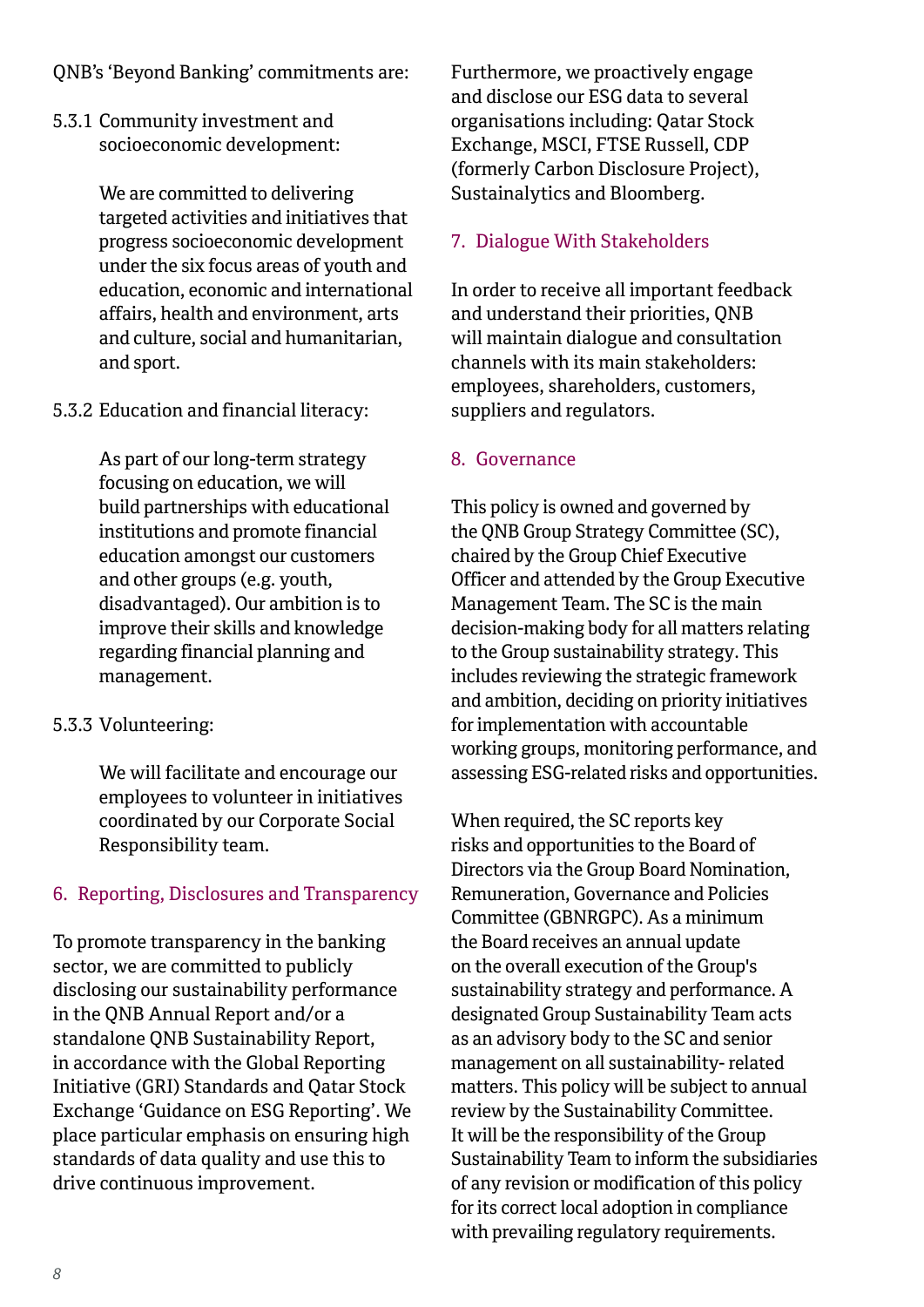QNB's 'Beyond Banking' commitments are:

5.3.1 Community investment and socioeconomic development:

We are committed to delivering targeted activities and initiatives that progress socioeconomic development under the six focus areas of youth and education, economic and international affairs, health and environment, arts and culture, social and humanitarian, and sport.

5.3.2 Education and financial literacy:

As part of our long-term strategy focusing on education, we will build partnerships with educational institutions and promote financial education amongst our customers and other groups (e.g. youth, disadvantaged). Our ambition is to improve their skills and knowledge regarding financial planning and management.

5.3.3 Volunteering:

We will facilitate and encourage our employees to volunteer in initiatives coordinated by our Corporate Social Responsibility team.

## 6. Reporting, Disclosures and Transparency

To promote transparency in the banking sector, we are committed to publicly disclosing our sustainability performance in the QNB Annual Report and/or a standalone QNB Sustainability Report, in accordance with the Global Reporting Initiative (GRI) Standards and Qatar Stock Exchange 'Guidance on ESG Reporting'. We place particular emphasis on ensuring high standards of data quality and use this to drive continuous improvement.

Furthermore, we proactively engage and disclose our ESG data to several organisations including: Qatar Stock Exchange, MSCI, FTSE Russell, CDP (formerly Carbon Disclosure Project), Sustainalytics and Bloomberg.

## 7. Dialogue With Stakeholders

In order to receive all important feedback and understand their priorities, QNB will maintain dialogue and consultation channels with its main stakeholders: employees, shareholders, customers, suppliers and regulators.

## 8. Governance

This policy is owned and governed by the QNB Group Strategy Committee (SC), chaired by the Group Chief Executive Officer and attended by the Group Executive Management Team. The SC is the main decision-making body for all matters relating to the Group sustainability strategy. This includes reviewing the strategic framework and ambition, deciding on priority initiatives for implementation with accountable working groups, monitoring performance, and assessing ESG-related risks and opportunities.

When required, the SC reports key risks and opportunities to the Board of Directors via the Group Board Nomination, Remuneration, Governance and Policies Committee (GBNRGPC). As a minimum the Board receives an annual update on the overall execution of the Group's sustainability strategy and performance. A designated Group Sustainability Team acts as an advisory body to the SC and senior management on all sustainability- related matters. This policy will be subject to annual review by the Sustainability Committee. It will be the responsibility of the Group Sustainability Team to inform the subsidiaries of any revision or modification of this policy for its correct local adoption in compliance with prevailing regulatory requirements.